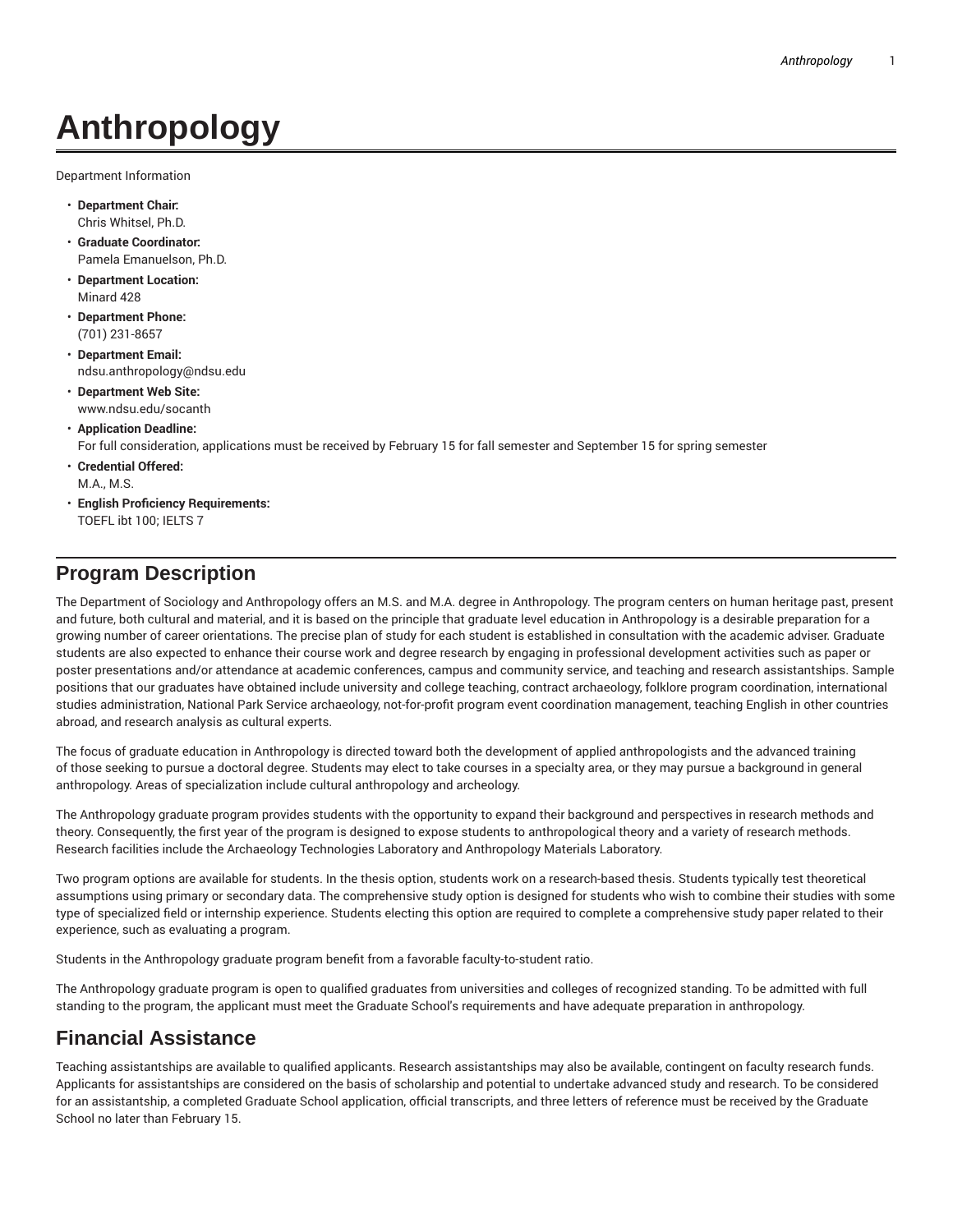# Anthropology

Department Information

- **Department Chair:**
  Chris Whitsel, Ph.D.
- **Graduate Coordinator:**
  Pamela Emanuelson, Ph.D.
- **Department Location:**
  Minard 428
- **Department Phone:**
  (701) 231-8657
- **Department Email:**
  ndsu.anthropology@ndsu.edu
- **Department Web Site:**
  www.ndsu.edu/socanth
- **Application Deadline:**
  For full consideration, applications must be received by February 15 for fall semester and September 15 for spring semester
- **Credential Offered:**
  M.A., M.S.
- **English Proficiency Requirements:**
  TOEFL ibt 100; IELTS 7

## Program Description

The Department of Sociology and Anthropology offers an M.S. and M.A. degree in Anthropology. The program centers on human heritage past, present and future, both cultural and material, and it is based on the principle that graduate level education in Anthropology is a desirable preparation for a growing number of career orientations. The precise plan of study for each student is established in consultation with the academic adviser. Graduate students are also expected to enhance their course work and degree research by engaging in professional development activities such as paper or poster presentations and/or attendance at academic conferences, campus and community service, and teaching and research assistantships. Sample positions that our graduates have obtained include university and college teaching, contract archaeology, folklore program coordination, international studies administration, National Park Service archaeology, not-for-profit program event coordination management, teaching English in other countries abroad, and research analysis as cultural experts.

The focus of graduate education in Anthropology is directed toward both the development of applied anthropologists and the advanced training of those seeking to pursue a doctoral degree. Students may elect to take courses in a specialty area, or they may pursue a background in general anthropology. Areas of specialization include cultural anthropology and archeology.

The Anthropology graduate program provides students with the opportunity to expand their background and perspectives in research methods and theory. Consequently, the first year of the program is designed to expose students to anthropological theory and a variety of research methods. Research facilities include the Archaeology Technologies Laboratory and Anthropology Materials Laboratory.

Two program options are available for students. In the thesis option, students work on a research-based thesis. Students typically test theoretical assumptions using primary or secondary data. The comprehensive study option is designed for students who wish to combine their studies with some type of specialized field or internship experience. Students electing this option are required to complete a comprehensive study paper related to their experience, such as evaluating a program.

Students in the Anthropology graduate program benefit from a favorable faculty-to-student ratio.

The Anthropology graduate program is open to qualified graduates from universities and colleges of recognized standing. To be admitted with full standing to the program, the applicant must meet the Graduate School's requirements and have adequate preparation in anthropology.

## Financial Assistance

Teaching assistantships are available to qualified applicants. Research assistantships may also be available, contingent on faculty research funds. Applicants for assistantships are considered on the basis of scholarship and potential to undertake advanced study and research. To be considered for an assistantship, a completed Graduate School application, official transcripts, and three letters of reference must be received by the Graduate School no later than February 15.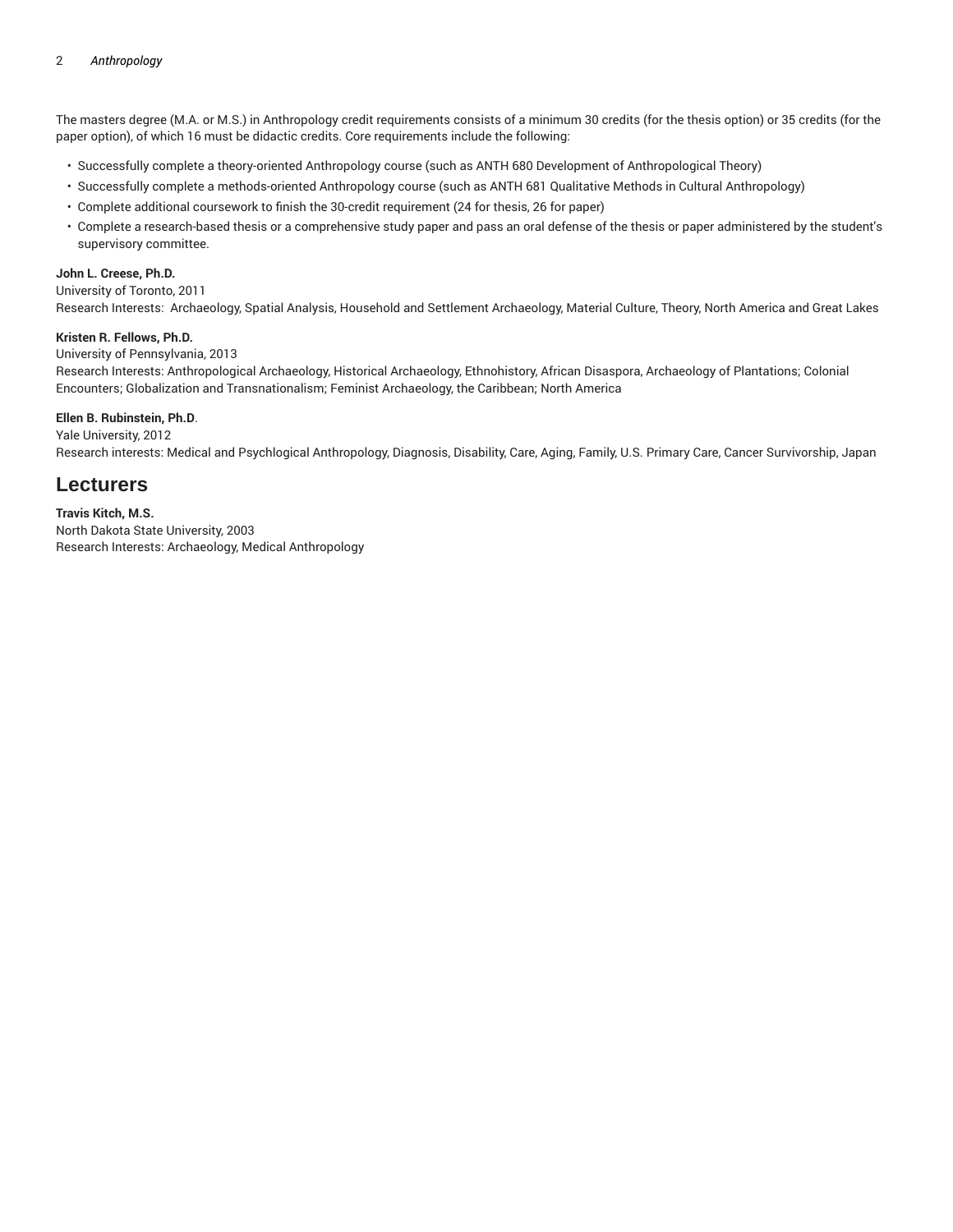The masters degree (M.A. or M.S.) in Anthropology credit requirements consists of a minimum 30 credits (for the thesis option) or 35 credits (for the paper option), of which 16 must be didactic credits. Core requirements include the following:

- Successfully complete a theory-oriented Anthropology course (such as ANTH 680 Development of Anthropological Theory)
- Successfully complete a methods-oriented Anthropology course (such as ANTH 681 Qualitative Methods in Cultural Anthropology)
- Complete additional coursework to finish the 30-credit requirement (24 for thesis, 26 for paper)
- Complete a research-based thesis or a comprehensive study paper and pass an oral defense of the thesis or paper administered by the student's supervisory committee.

**John L. Creese, Ph.D.**
University of Toronto, 2011
Research Interests:  Archaeology, Spatial Analysis, Household and Settlement Archaeology, Material Culture, Theory, North America and Great Lakes

**Kristen R. Fellows, Ph.D.**
University of Pennsylvania, 2013
Research Interests: Anthropological Archaeology, Historical Archaeology, Ethnohistory, African Disaspora, Archaeology of Plantations; Colonial Encounters; Globalization and Transnationalism; Feminist Archaeology, the Caribbean; North America

**Ellen B. Rubinstein, Ph.D**.
Yale University, 2012
Research interests: Medical and Psychlogical Anthropology, Diagnosis, Disability, Care, Aging, Family, U.S. Primary Care, Cancer Survivorship, Japan

## Lecturers

**Travis Kitch, M.S.**
North Dakota State University, 2003
Research Interests: Archaeology, Medical Anthropology